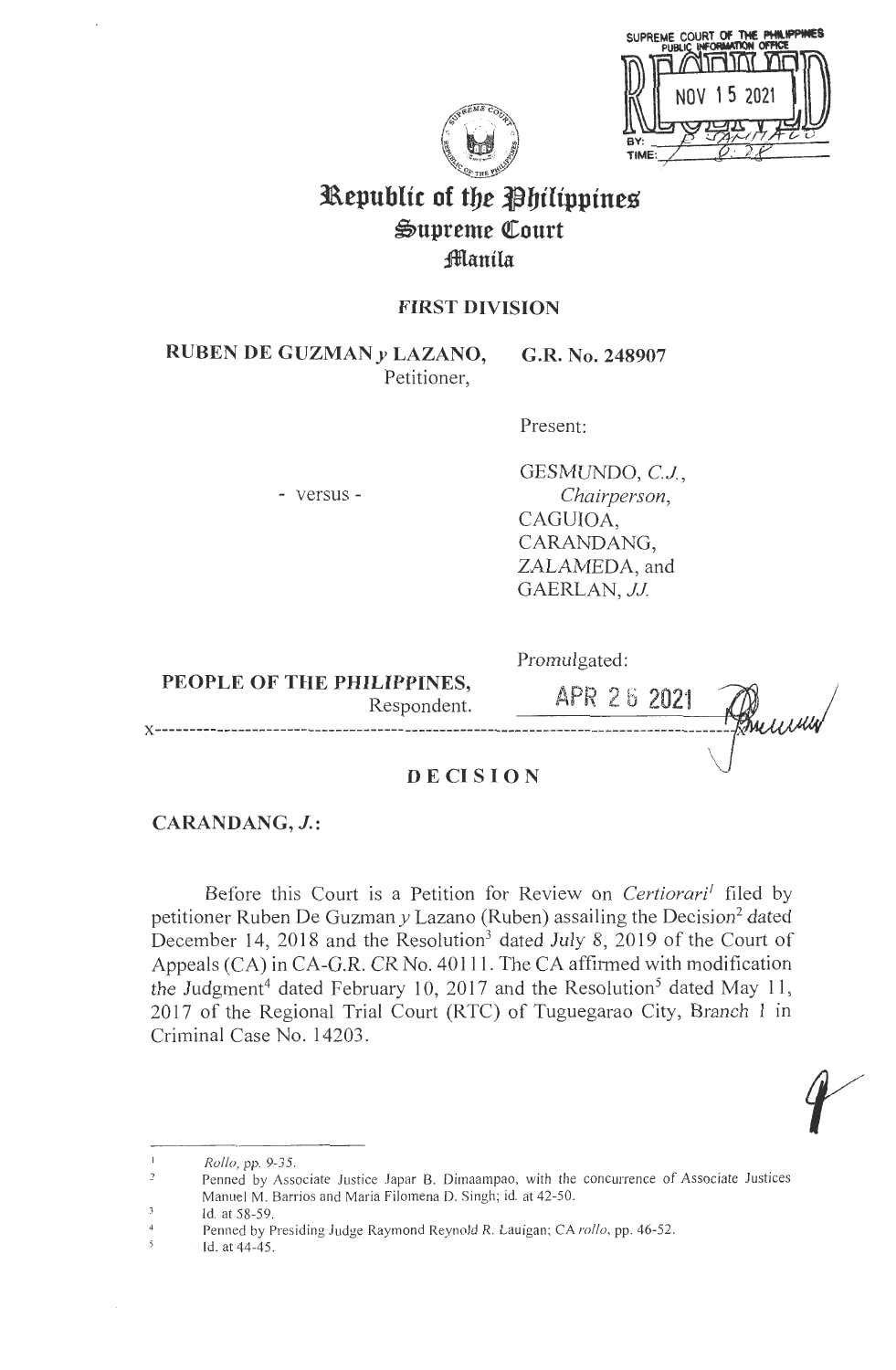# Republic of the Philippines
## Supreme Court
### Manila

**FIRST DIVISION**

**RUBEN DE GUZMAN y LAZANO,** Petitioner,

**G.R. No. 248907**

Present:

- versus -

GESMUNDO, *C.J.*, *Chairperson*,
CAGUIOA,
CARANDANG,
ZALAMEDA, and
GAERLAN, *JJ.*

**PEOPLE OF THE PHILIPPINES,** Respondent.

Promulgated:

APR 26 2021

x-------------------------------------------------------------------------------------x

**DECISION**

**CARANDANG, *J.*:**

Before this Court is a Petition for Review on *Certiorari*[1] filed by petitioner Ruben De Guzman *y* Lazano (Ruben) assailing the Decision[2] dated December 14, 2018 and the Resolution[3] dated July 8, 2019 of the Court of Appeals (CA) in CA-G.R. CR No. 40111. The CA affirmed with modification the Judgment[4] dated February 10, 2017 and the Resolution[5] dated May 11, 2017 of the Regional Trial Court (RTC) of Tuguegarao City, Branch 1 in Criminal Case No. 14203.

---

[1] *Rollo*, pp. 9-35.

[2] Penned by Associate Justice Japar B. Dimaampao, with the concurrence of Associate Justices Manuel M. Barrios and Maria Filomena D. Singh; id. at 42-50.

[3] Id. at 58-59.

[4] Penned by Presiding Judge Raymond Reynold R. Lauigan; CA *rollo*, pp. 46-52.

[5] Id. at 44-45.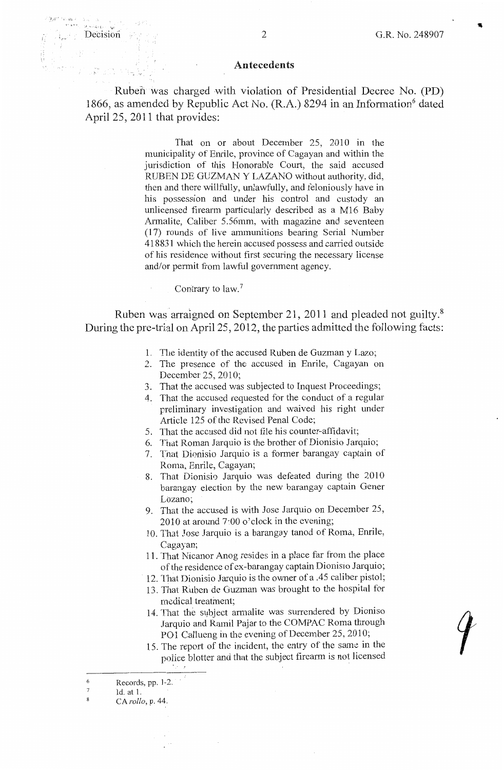## Antecedents

Ruben was charged with violation of Presidential Decree No. (PD) 1866, as amended by Republic Act No. (R.A.) 8294 in an Information[6] dated April 25, 2011 that provides:

> That on or about December 25, 2010 in the municipality of Enrile, province of Cagayan and within the jurisdiction of this Honorable Court, the said accused RUBEN DE GUZMAN Y LAZANO without authority, did, then and there willfully, unlawfully, and feloniously have in his possession and under his control and custody an unlicensed firearm particularly described as a M16 Baby Armalite, Caliber 5.56mm, with magazine and seventeen (17) rounds of live ammunitions bearing Serial Number 418831 which the herein accused possess and carried outside of his residence without first securing the necessary license and/or permit from lawful government agency.
>
> Contrary to law.[7]

Ruben was arraigned on September 21, 2011 and pleaded not guilty.[8] During the pre-trial on April 25, 2012, the parties admitted the following facts:

1. The identity of the accused Ruben de Guzman y Lazo;
2. The presence of the accused in Enrile, Cagayan on December 25, 2010;
3. That the accused was subjected to Inquest Proceedings;
4. That the accused requested for the conduct of a regular preliminary investigation and waived his right under Article 125 of the Revised Penal Code;
5. That the accused did not file his counter-affidavit;
6. That Roman Jarquio is the brother of Dionisio Jarquio;
7. That Dionisio Jarquio is a former barangay captain of Roma, Enrile, Cagayan;
8. That Dionisio Jarquio was defeated during the 2010 barangay election by the new barangay captain Gener Lozano;
9. That the accused is with Jose Jarquio on December 25, 2010 at around 7:00 o'clock in the evening;
10. That Jose Jarquio is a barangay tanod of Roma, Enrile, Cagayan;
11. That Nicanor Anog resides in a place far from the place of the residence of ex-barangay captain Dionisio Jarquio;
12. That Dionisio Jarquio is the owner of a .45 caliber pistol;
13. That Ruben de Guzman was brought to the hospital for medical treatment;
14. That the subject armalite was surrendered by Dioniso Jarquio and Ramil Pajar to the COMPAC Roma through PO1 Callueng in the evening of December 25, 2010;
15. The report of the incident, the entry of the same in the police blotter and that the subject firearm is not licensed

---

[6] Records, pp. 1-2.

[7] Id. at 1.

[8] CA *rollo*, p. 44.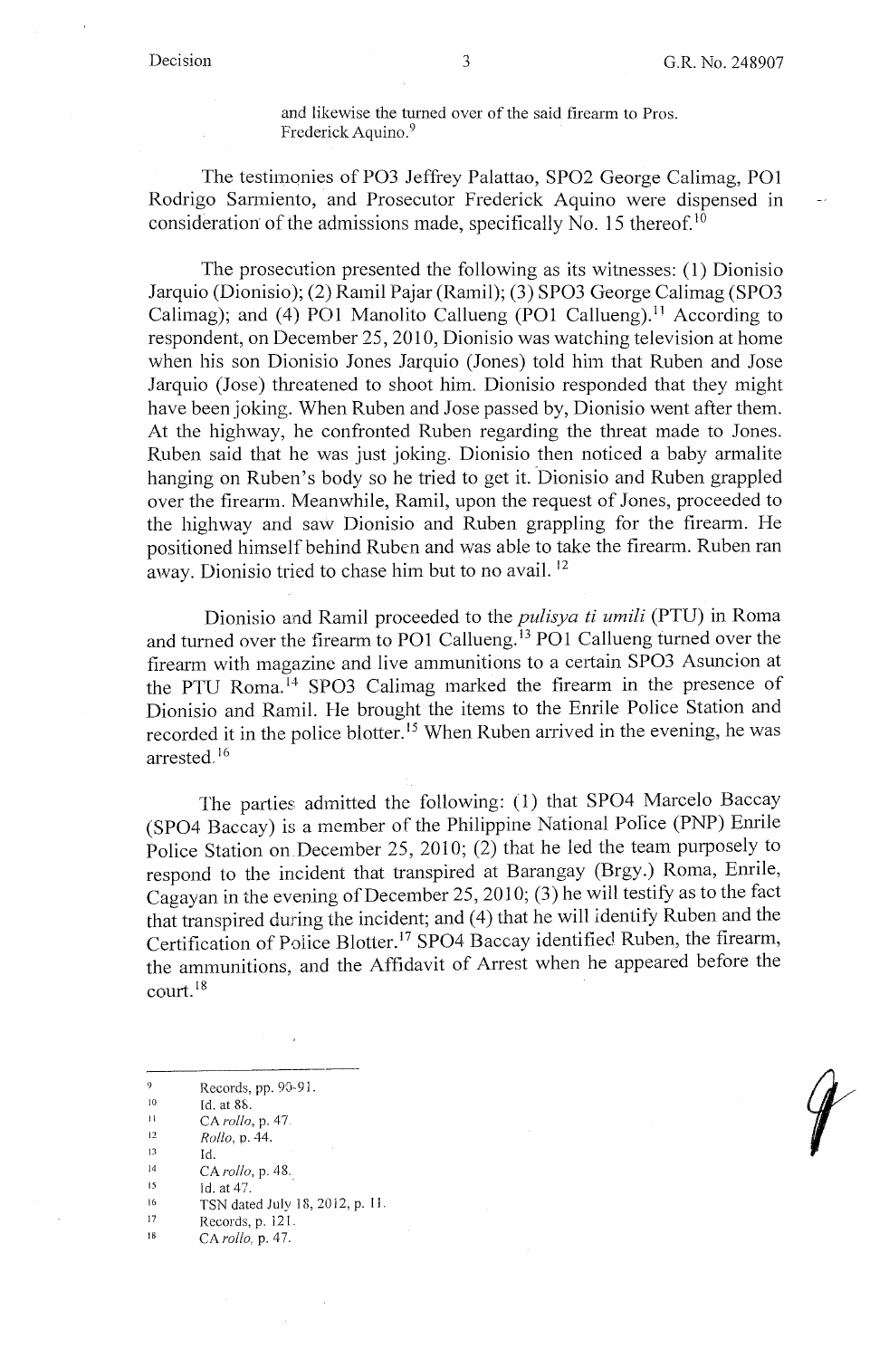and likewise the turned over of the said firearm to Pros. Frederick Aquino.[9]

The testimonies of PO3 Jeffrey Palattao, SPO2 George Calimag, PO1 Rodrigo Sarmiento, and Prosecutor Frederick Aquino were dispensed in consideration of the admissions made, specifically No. 15 thereof.[10]

The prosecution presented the following as its witnesses: (1) Dionisio Jarquio (Dionisio); (2) Ramil Pajar (Ramil); (3) SPO3 George Calimag (SPO3 Calimag); and (4) PO1 Manolito Callueng (PO1 Callueng).[11] According to respondent, on December 25, 2010, Dionisio was watching television at home when his son Dionisio Jones Jarquio (Jones) told him that Ruben and Jose Jarquio (Jose) threatened to shoot him. Dionisio responded that they might have been joking. When Ruben and Jose passed by, Dionisio went after them. At the highway, he confronted Ruben regarding the threat made to Jones. Ruben said that he was just joking. Dionisio then noticed a baby armalite hanging on Ruben's body so he tried to get it. Dionisio and Ruben grappled over the firearm. Meanwhile, Ramil, upon the request of Jones, proceeded to the highway and saw Dionisio and Ruben grappling for the firearm. He positioned himself behind Ruben and was able to take the firearm. Ruben ran away. Dionisio tried to chase him but to no avail.[12]

Dionisio and Ramil proceeded to the *pulisya ti umili* (PTU) in Roma and turned over the firearm to PO1 Callueng.[13] PO1 Callueng turned over the firearm with magazine and live ammunitions to a certain SPO3 Asuncion at the PTU Roma.[14] SPO3 Calimag marked the firearm in the presence of Dionisio and Ramil. He brought the items to the Enrile Police Station and recorded it in the police blotter.[15] When Ruben arrived in the evening, he was arrested.[16]

The parties admitted the following: (1) that SPO4 Marcelo Baccay (SPO4 Baccay) is a member of the Philippine National Police (PNP) Enrile Police Station on December 25, 2010; (2) that he led the team purposely to respond to the incident that transpired at Barangay (Brgy.) Roma, Enrile, Cagayan in the evening of December 25, 2010; (3) he will testify as to the fact that transpired during the incident; and (4) that he will identify Ruben and the Certification of Police Blotter.[17] SPO4 Baccay identified Ruben, the firearm, the ammunitions, and the Affidavit of Arrest when he appeared before the court.[18]

---

[9] Records, pp. 90-91.

[10] Id. at 88.

[11] CA *rollo*, p. 47.

[12] *Rollo*, p. 44.

[13] Id.

[14] CA *rollo*, p. 48.

[15] Id. at 47.

[16] TSN dated July 18, 2012, p. 11.

[17] Records, p. 121.

[18] CA *rollo*, p. 47.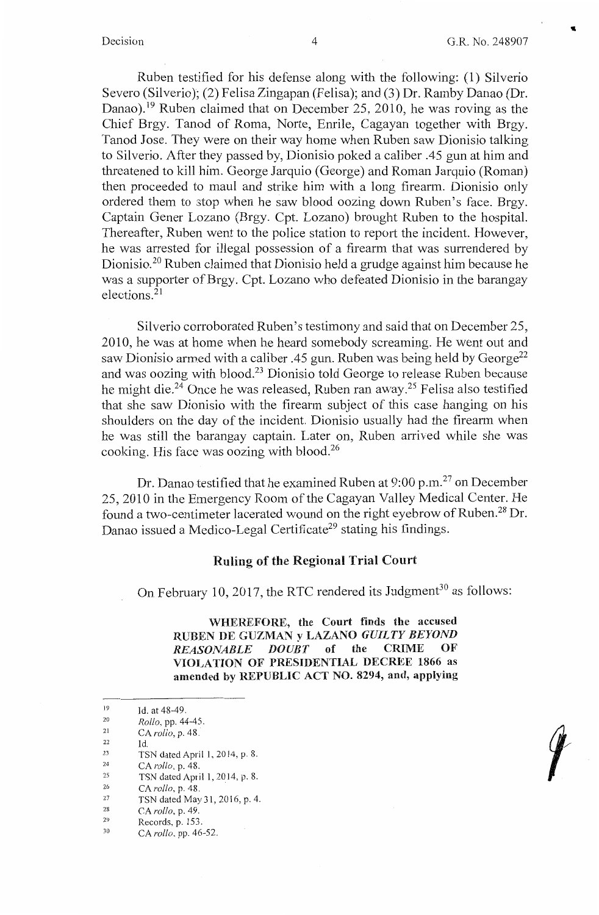Ruben testified for his defense along with the following: (1) Silverio Severo (Silverio); (2) Felisa Zingapan (Felisa); and (3) Dr. Ramby Danao (Dr. Danao).[19] Ruben claimed that on December 25, 2010, he was roving as the Chief Brgy. Tanod of Roma, Norte, Enrile, Cagayan together with Brgy. Tanod Jose. They were on their way home when Ruben saw Dionisio talking to Silverio. After they passed by, Dionisio poked a caliber .45 gun at him and threatened to kill him. George Jarquio (George) and Roman Jarquio (Roman) then proceeded to maul and strike him with a long firearm. Dionisio only ordered them to stop when he saw blood oozing down Ruben's face. Brgy. Captain Gener Lozano (Brgy. Cpt. Lozano) brought Ruben to the hospital. Thereafter, Ruben went to the police station to report the incident. However, he was arrested for illegal possession of a firearm that was surrendered by Dionisio.[20] Ruben claimed that Dionisio held a grudge against him because he was a supporter of Brgy. Cpt. Lozano who defeated Dionisio in the barangay elections.[21]

Silverio corroborated Ruben's testimony and said that on December 25, 2010, he was at home when he heard somebody screaming. He went out and saw Dionisio armed with a caliber .45 gun. Ruben was being held by George[22] and was oozing with blood.[23] Dionisio told George to release Ruben because he might die.[24] Once he was released, Ruben ran away.[25] Felisa also testified that she saw Dionisio with the firearm subject of this case hanging on his shoulders on the day of the incident. Dionisio usually had the firearm when he was still the barangay captain. Later on, Ruben arrived while she was cooking. His face was oozing with blood.[26]

Dr. Danao testified that he examined Ruben at 9:00 p.m.[27] on December 25, 2010 in the Emergency Room of the Cagayan Valley Medical Center. He found a two-centimeter lacerated wound on the right eyebrow of Ruben.[28] Dr. Danao issued a Medico-Legal Certificate[29] stating his findings.

## Ruling of the Regional Trial Court

On February 10, 2017, the RTC rendered its Judgment[30] as follows:

> **WHEREFORE, the Court finds the accused RUBEN DE GUZMAN y LAZANO *GUILTY BEYOND REASONABLE DOUBT* of the CRIME OF VIOLATION OF PRESIDENTIAL DECREE 1866 as amended by REPUBLIC ACT NO. 8294, and, applying**

---

[19] Id. at 48-49.
[20] *Rollo*, pp. 44-45.
[21] CA *rollo*, p. 48.
[22] Id.
[23] TSN dated April 1, 2014, p. 8.
[24] CA *rollo*, p. 48.
[25] TSN dated April 1, 2014, p. 8.
[26] CA *rollo*, p. 48.
[27] TSN dated May 31, 2016, p. 4.
[28] CA *rollo*, p. 49.
[29] Records, p. 153.
[30] CA *rollo*, pp. 46-52.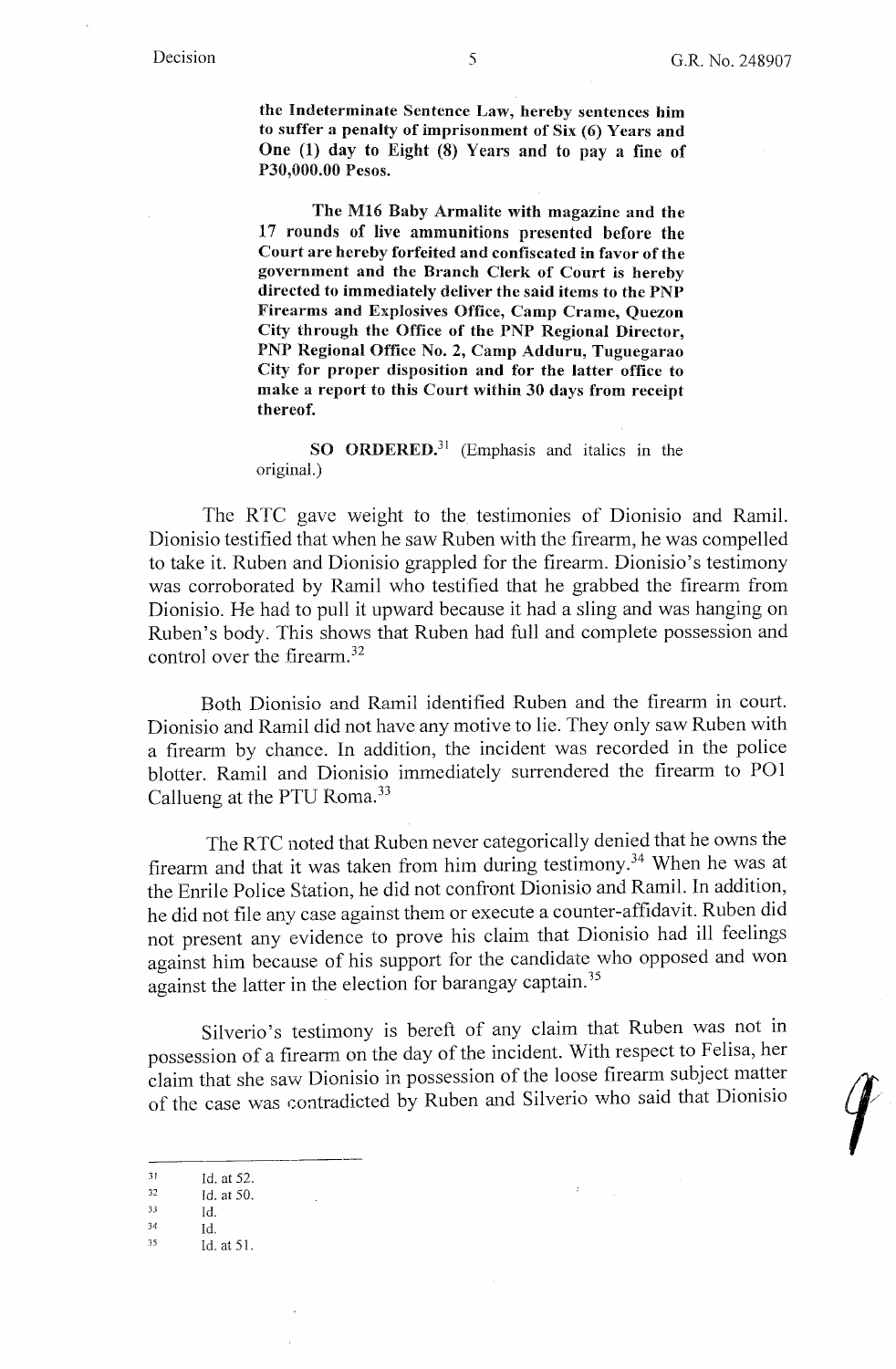**the Indeterminate Sentence Law, hereby sentences him to suffer a penalty of imprisonment of Six (6) Years and One (1) day to Eight (8) Years and to pay a fine of P30,000.00 Pesos.**

**The M16 Baby Armalite with magazine and the 17 rounds of live ammunitions presented before the Court are hereby forfeited and confiscated in favor of the government and the Branch Clerk of Court is hereby directed to immediately deliver the said items to the PNP Firearms and Explosives Office, Camp Crame, Quezon City through the Office of the PNP Regional Director, PNP Regional Office No. 2, Camp Adduru, Tuguegarao City for proper disposition and for the latter office to make a report to this Court within 30 days from receipt thereof.**

**SO ORDERED.**[31] (Emphasis and italics in the original.)

The RTC gave weight to the testimonies of Dionisio and Ramil. Dionisio testified that when he saw Ruben with the firearm, he was compelled to take it. Ruben and Dionisio grappled for the firearm. Dionisio's testimony was corroborated by Ramil who testified that he grabbed the firearm from Dionisio. He had to pull it upward because it had a sling and was hanging on Ruben's body. This shows that Ruben had full and complete possession and control over the firearm.[32]

Both Dionisio and Ramil identified Ruben and the firearm in court. Dionisio and Ramil did not have any motive to lie. They only saw Ruben with a firearm by chance. In addition, the incident was recorded in the police blotter. Ramil and Dionisio immediately surrendered the firearm to PO1 Callueng at the PTU Roma.[33]

The RTC noted that Ruben never categorically denied that he owns the firearm and that it was taken from him during testimony.[34] When he was at the Enrile Police Station, he did not confront Dionisio and Ramil. In addition, he did not file any case against them or execute a counter-affidavit. Ruben did not present any evidence to prove his claim that Dionisio had ill feelings against him because of his support for the candidate who opposed and won against the latter in the election for barangay captain.[35]

Silverio's testimony is bereft of any claim that Ruben was not in possession of a firearm on the day of the incident. With respect to Felisa, her claim that she saw Dionisio in possession of the loose firearm subject matter of the case was contradicted by Ruben and Silverio who said that Dionisio

---

[31] Id. at 52.
[32] Id. at 50.
[33] Id.
[34] Id.
[35] Id. at 51.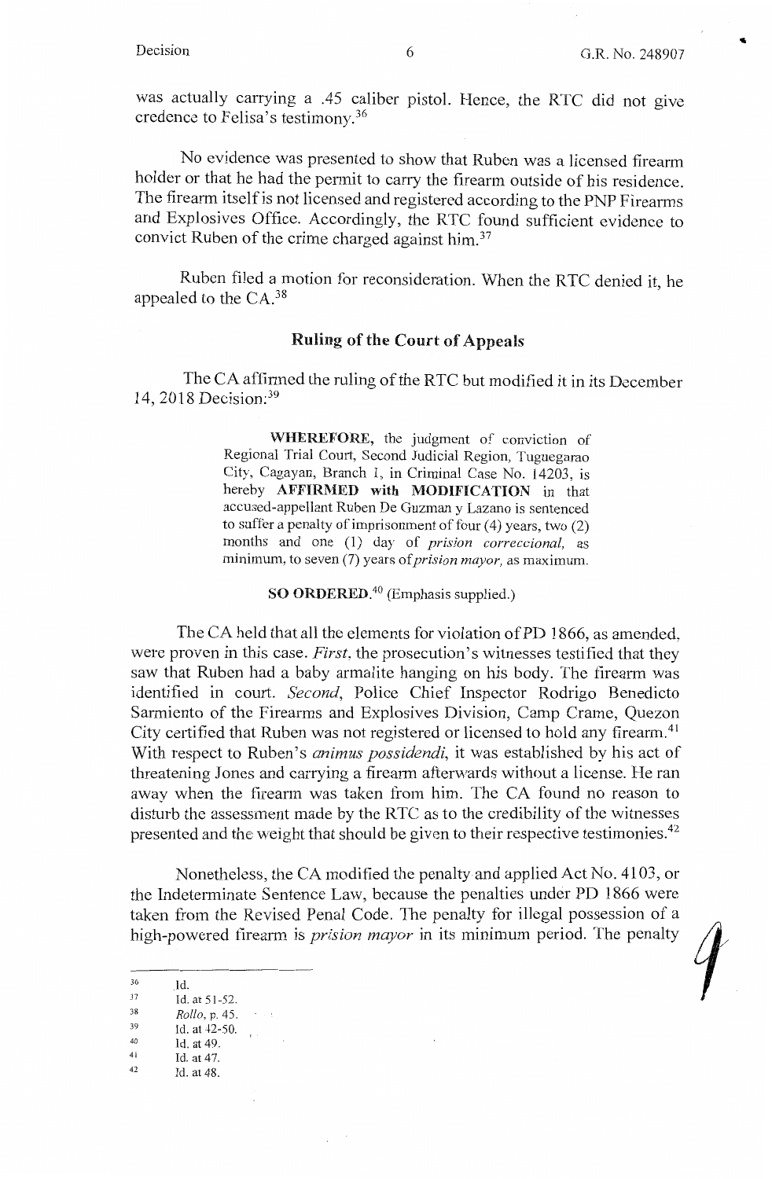was actually carrying a .45 caliber pistol. Hence, the RTC did not give credence to Felisa's testimony.[36]

No evidence was presented to show that Ruben was a licensed firearm holder or that he had the permit to carry the firearm outside of his residence. The firearm itself is not licensed and registered according to the PNP Firearms and Explosives Office. Accordingly, the RTC found sufficient evidence to convict Ruben of the crime charged against him.[37]

Ruben filed a motion for reconsideration. When the RTC denied it, he appealed to the CA.[38]

## Ruling of the Court of Appeals

The CA affirmed the ruling of the RTC but modified it in its December 14, 2018 Decision:[39]

> **WHEREFORE,** the judgment of conviction of Regional Trial Court, Second Judicial Region, Tuguegarao City, Cagayan, Branch 1, in Criminal Case No. 14203, is hereby **AFFIRMED with MODIFICATION** in that accused-appellant Ruben De Guzman y Lazano is sentenced to suffer a penalty of imprisonment of four (4) years, two (2) months and one (1) day of *prision correccional,* as minimum, to seven (7) years of *prision mayor,* as maximum.
>
> **SO ORDERED.**[40] (Emphasis supplied.)

The CA held that all the elements for violation of PD 1866, as amended, were proven in this case. *First,* the prosecution's witnesses testified that they saw that Ruben had a baby armalite hanging on his body. The firearm was identified in court. *Second,* Police Chief Inspector Rodrigo Benedicto Sarmiento of the Firearms and Explosives Division, Camp Crame, Quezon City certified that Ruben was not registered or licensed to hold any firearm.[41] With respect to Ruben's *animus possidendi,* it was established by his act of threatening Jones and carrying a firearm afterwards without a license. He ran away when the firearm was taken from him. The CA found no reason to disturb the assessment made by the RTC as to the credibility of the witnesses presented and the weight that should be given to their respective testimonies.[42]

Nonetheless, the CA modified the penalty and applied Act No. 4103, or the Indeterminate Sentence Law, because the penalties under PD 1866 were taken from the Revised Penal Code. The penalty for illegal possession of a high-powered firearm is *prision mayor* in its minimum period. The penalty

---

36 Id.

37 Id. at 51-52.

38 *Rollo*, p. 45.

39 Id. at 42-50.

40 Id. at 49.

41 Id. at 47.

42 Id. at 48.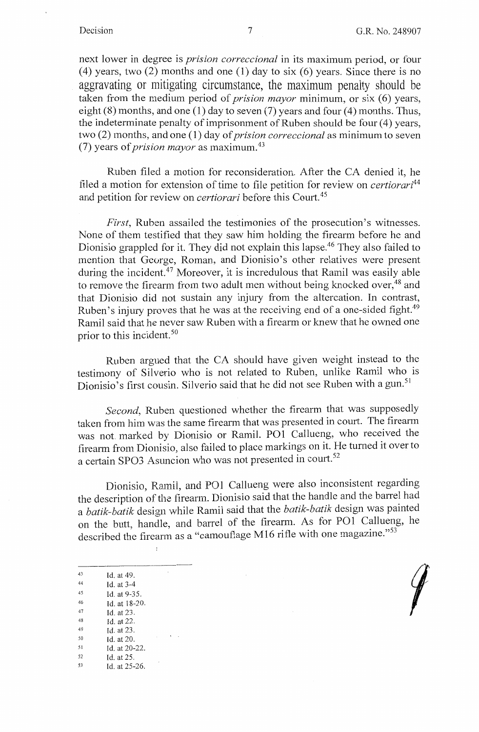next lower in degree is *prision correccional* in its maximum period, or four (4) years, two (2) months and one (1) day to six (6) years. Since there is no aggravating or mitigating circumstance, the maximum penalty should be taken from the medium period of *prision mayor* minimum, or six (6) years, eight (8) months, and one (1) day to seven (7) years and four (4) months. Thus, the indeterminate penalty of imprisonment of Ruben should be four (4) years, two (2) months, and one (1) day of *prision correccional* as minimum to seven (7) years of *prision mayor* as maximum.[43]

Ruben filed a motion for reconsideration. After the CA denied it, he filed a motion for extension of time to file petition for review on *certiorari*[44] and petition for review on *certiorari* before this Court.[45]

*First*, Ruben assailed the testimonies of the prosecution's witnesses. None of them testified that they saw him holding the firearm before he and Dionisio grappled for it. They did not explain this lapse.[46] They also failed to mention that George, Roman, and Dionisio's other relatives were present during the incident.[47] Moreover, it is incredulous that Ramil was easily able to remove the firearm from two adult men without being knocked over,[48] and that Dionisio did not sustain any injury from the altercation. In contrast, Ruben's injury proves that he was at the receiving end of a one-sided fight.[49] Ramil said that he never saw Ruben with a firearm or knew that he owned one prior to this incident.[50]

Ruben argued that the CA should have given weight instead to the testimony of Silverio who is not related to Ruben, unlike Ramil who is Dionisio's first cousin. Silverio said that he did not see Ruben with a gun.[51]

*Second*, Ruben questioned whether the firearm that was supposedly taken from him was the same firearm that was presented in court. The firearm was not marked by Dionisio or Ramil. PO1 Callueng, who received the firearm from Dionisio, also failed to place markings on it. He turned it over to a certain SPO3 Asuncion who was not presented in court.[52]

Dionisio, Ramil, and PO1 Callueng were also inconsistent regarding the description of the firearm. Dionisio said that the handle and the barrel had a *batik-batik* design while Ramil said that the *batik-batik* design was painted on the butt, handle, and barrel of the firearm. As for PO1 Callueng, he described the firearm as a "camouflage M16 rifle with one magazine."[53]

---

[43] Id. at 49.
[44] Id. at 3-4
[45] Id. at 9-35.
[46] Id. at 18-20.
[47] Id. at 23.
[48] Id. at 22.
[49] Id. at 23.
[50] Id. at 20.
[51] Id. at 20-22.
[52] Id. at 25.
[53] Id. at 25-26.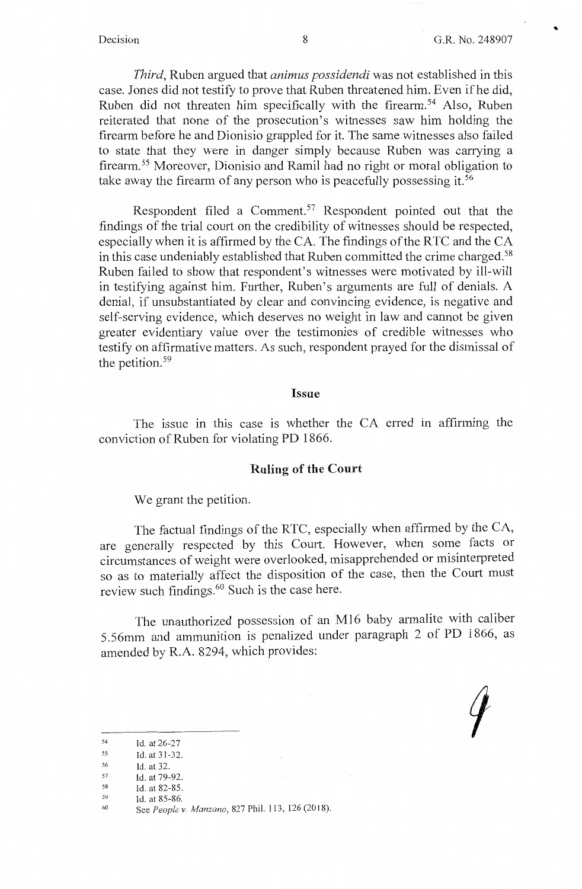*Third*, Ruben argued that *animus possidendi* was not established in this case. Jones did not testify to prove that Ruben threatened him. Even if he did, Ruben did not threaten him specifically with the firearm.[54] Also, Ruben reiterated that none of the prosecution's witnesses saw him holding the firearm before he and Dionisio grappled for it. The same witnesses also failed to state that they were in danger simply because Ruben was carrying a firearm.[55] Moreover, Dionisio and Ramil had no right or moral obligation to take away the firearm of any person who is peacefully possessing it.[56]

Respondent filed a Comment.[57] Respondent pointed out that the findings of the trial court on the credibility of witnesses should be respected, especially when it is affirmed by the CA. The findings of the RTC and the CA in this case undeniably established that Ruben committed the crime charged.[58] Ruben failed to show that respondent's witnesses were motivated by ill-will in testifying against him. Further, Ruben's arguments are full of denials. A denial, if unsubstantiated by clear and convincing evidence, is negative and self-serving evidence, which deserves no weight in law and cannot be given greater evidentiary value over the testimonies of credible witnesses who testify on affirmative matters. As such, respondent prayed for the dismissal of the petition.[59]

## Issue

The issue in this case is whether the CA erred in affirming the conviction of Ruben for violating PD 1866.

## Ruling of the Court

We grant the petition.

The factual findings of the RTC, especially when affirmed by the CA, are generally respected by this Court. However, when some facts or circumstances of weight were overlooked, misapprehended or misinterpreted so as to materially affect the disposition of the case, then the Court must review such findings.[60] Such is the case here.

The unauthorized possession of an M16 baby armalite with caliber 5.56mm and ammunition is penalized under paragraph 2 of PD 1866, as amended by R.A. 8294, which provides:

---

54 Id. at 26-27

55 Id. at 31-32.

56 Id. at 32.

57 Id. at 79-92.

58 Id. at 82-85.

59 Id. at 85-86.

60 See *People v. Manzano*, 827 Phil. 113, 126 (2018).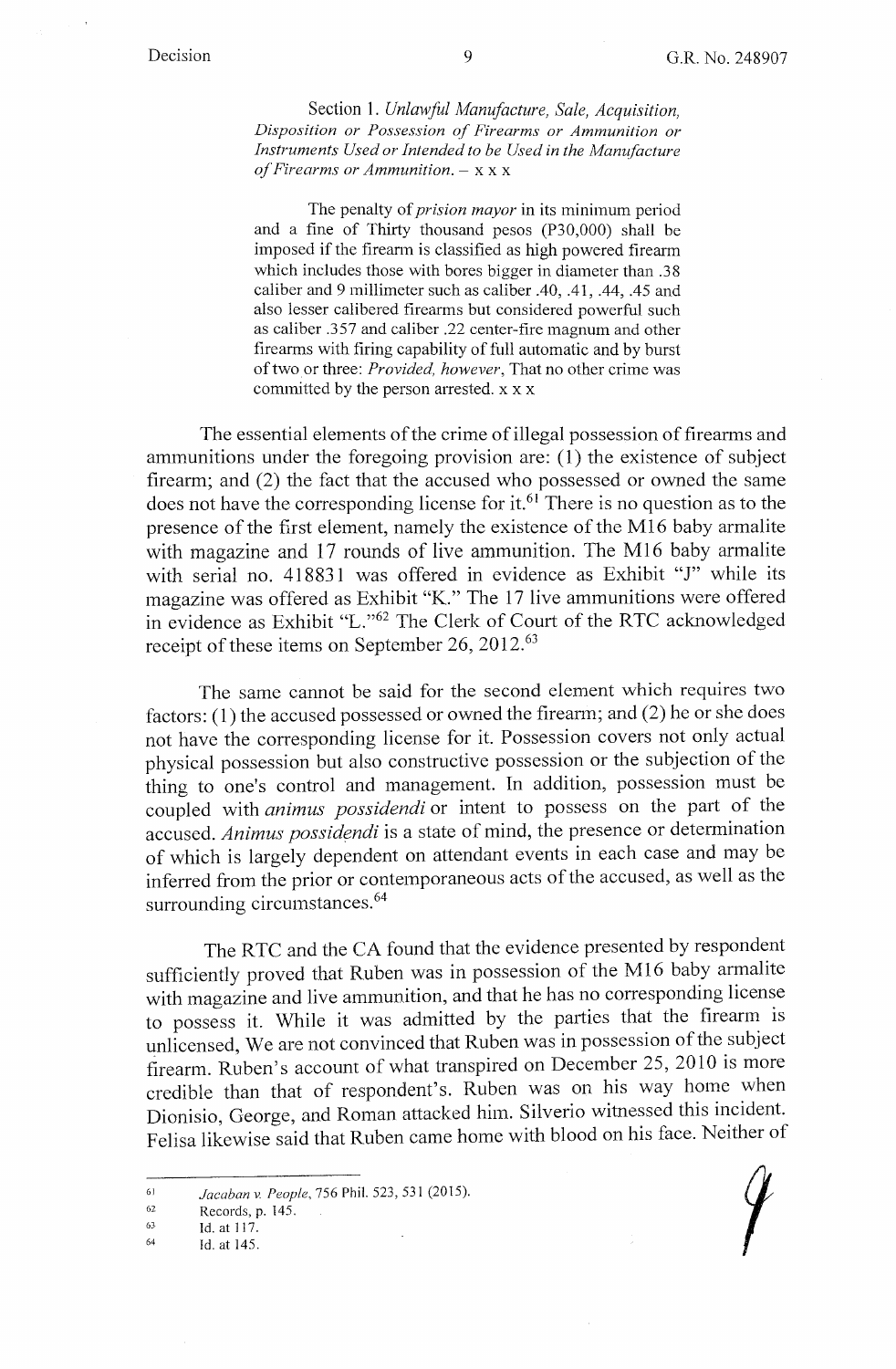Section 1. *Unlawful Manufacture, Sale, Acquisition, Disposition or Possession of Firearms or Ammunition or Instruments Used or Intended to be Used in the Manufacture of Firearms or Ammunition.* – x x x

The penalty of *prision mayor* in its minimum period and a fine of Thirty thousand pesos (P30,000) shall be imposed if the firearm is classified as high powered firearm which includes those with bores bigger in diameter than .38 caliber and 9 millimeter such as caliber .40, .41, .44, .45 and also lesser calibered firearms but considered powerful such as caliber .357 and caliber .22 center-fire magnum and other firearms with firing capability of full automatic and by burst of two or three: *Provided, however,* That no other crime was committed by the person arrested. x x x

The essential elements of the crime of illegal possession of firearms and ammunitions under the foregoing provision are: (1) the existence of subject firearm; and (2) the fact that the accused who possessed or owned the same does not have the corresponding license for it.[61] There is no question as to the presence of the first element, namely the existence of the M16 baby armalite with magazine and 17 rounds of live ammunition. The M16 baby armalite with serial no. 418831 was offered in evidence as Exhibit "J" while its magazine was offered as Exhibit "K." The 17 live ammunitions were offered in evidence as Exhibit "L."[62] The Clerk of Court of the RTC acknowledged receipt of these items on September 26, 2012.[63]

The same cannot be said for the second element which requires two factors: (1) the accused possessed or owned the firearm; and (2) he or she does not have the corresponding license for it. Possession covers not only actual physical possession but also constructive possession or the subjection of the thing to one's control and management. In addition, possession must be coupled with *animus possidendi* or intent to possess on the part of the accused. *Animus possidendi* is a state of mind, the presence or determination of which is largely dependent on attendant events in each case and may be inferred from the prior or contemporaneous acts of the accused, as well as the surrounding circumstances.[64]

The RTC and the CA found that the evidence presented by respondent sufficiently proved that Ruben was in possession of the M16 baby armalite with magazine and live ammunition, and that he has no corresponding license to possess it. While it was admitted by the parties that the firearm is unlicensed, We are not convinced that Ruben was in possession of the subject firearm. Ruben's account of what transpired on December 25, 2010 is more credible than that of respondent's. Ruben was on his way home when Dionisio, George, and Roman attacked him. Silverio witnessed this incident. Felisa likewise said that Ruben came home with blood on his face. Neither of

---

[61] *Jacaban v. People*, 756 Phil. 523, 531 (2015).

[62] Records, p. 145.

[63] Id. at 117.

[64] Id. at 145.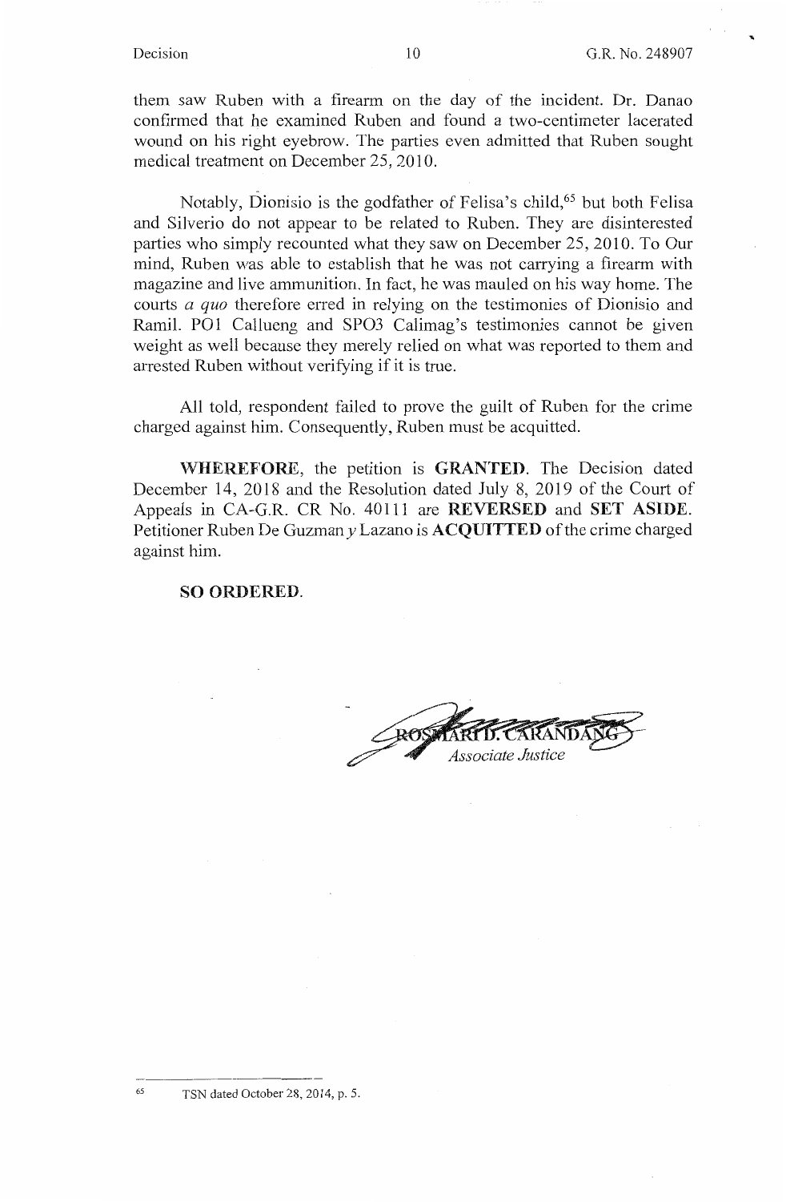them saw Ruben with a firearm on the day of the incident. Dr. Danao confirmed that he examined Ruben and found a two-centimeter lacerated wound on his right eyebrow. The parties even admitted that Ruben sought medical treatment on December 25, 2010.

Notably, Dionisio is the godfather of Felisa's child,[65] but both Felisa and Silverio do not appear to be related to Ruben. They are disinterested parties who simply recounted what they saw on December 25, 2010. To Our mind, Ruben was able to establish that he was not carrying a firearm with magazine and live ammunition. In fact, he was mauled on his way home. The courts *a quo* therefore erred in relying on the testimonies of Dionisio and Ramil. PO1 Callueng and SPO3 Calimag's testimonies cannot be given weight as well because they merely relied on what was reported to them and arrested Ruben without verifying if it is true.

All told, respondent failed to prove the guilt of Ruben for the crime charged against him. Consequently, Ruben must be acquitted.

**WHEREFORE**, the petition is **GRANTED**. The Decision dated December 14, 2018 and the Resolution dated July 8, 2019 of the Court of Appeals in CA-G.R. CR No. 40111 are **REVERSED** and **SET ASIDE**. Petitioner Ruben De Guzman *y* Lazano is **ACQUITTED** of the crime charged against him.

**SO ORDERED.**

ROSMARI D. CARANDANG
*Associate Justice*

---

[65] TSN dated October 28, 2014, p. 5.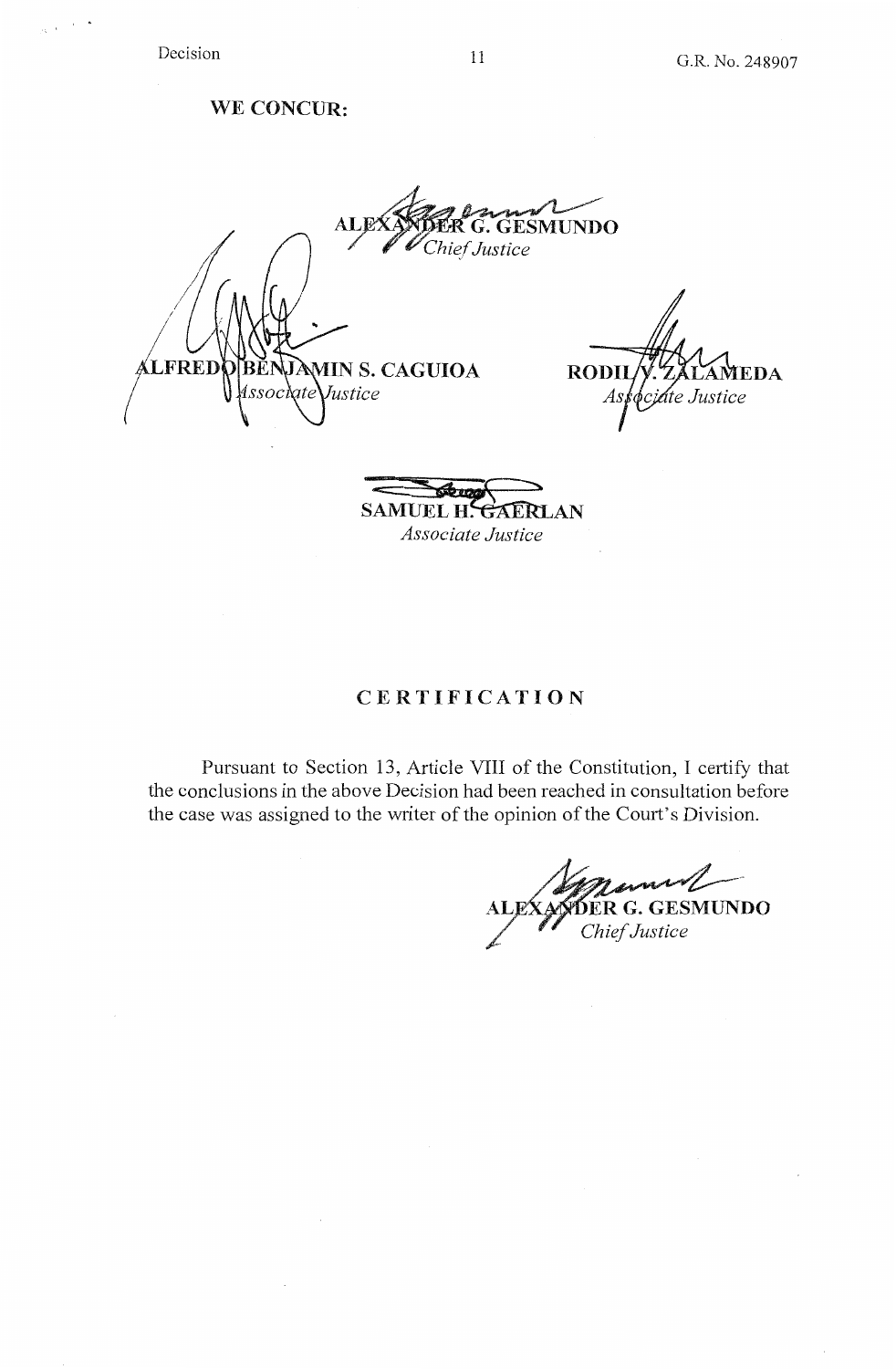**WE CONCUR:**

**ALEXANDER G. GESMUNDO**
*Chief Justice*

**ALFREDO BENJAMIN S. CAGUIOA**
*Associate Justice*

**RODIL V. ZALAMEDA**
*Associate Justice*

**SAMUEL H. GAERLAN**
*Associate Justice*

## C E R T I F I C A T I O N

Pursuant to Section 13, Article VIII of the Constitution, I certify that the conclusions in the above Decision had been reached in consultation before the case was assigned to the writer of the opinion of the Court's Division.

**ALEXANDER G. GESMUNDO**
*Chief Justice*